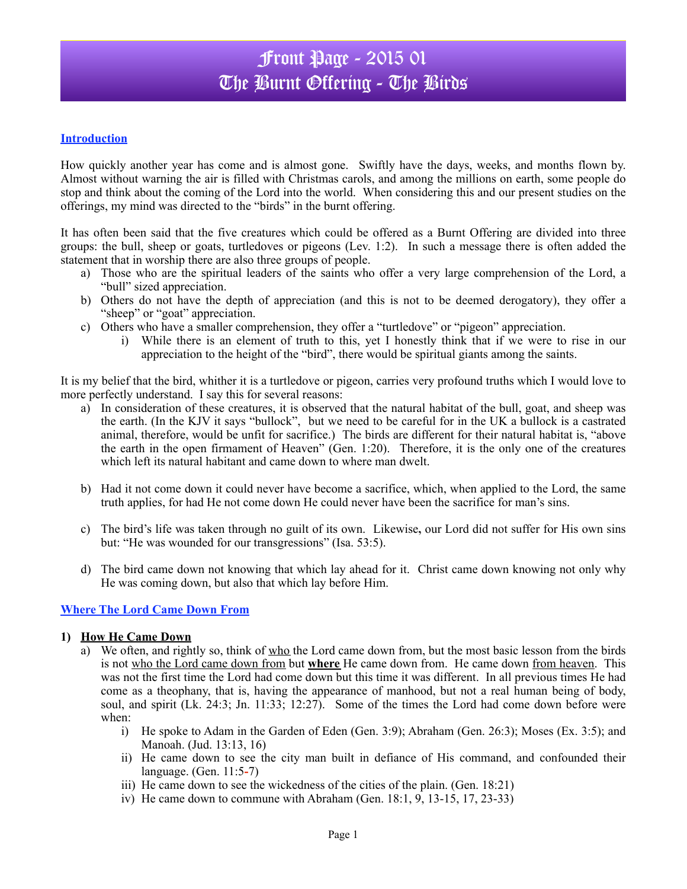# Front Page - 2015 01
# The Burnt Offering - The Birds

## Introduction

How quickly another year has come and is almost gone. Swiftly have the days, weeks, and months flown by. Almost without warning the air is filled with Christmas carols, and among the millions on earth, some people do stop and think about the coming of the Lord into the world. When considering this and our present studies on the offerings, my mind was directed to the "birds" in the burnt offering.

It has often been said that the five creatures which could be offered as a Burnt Offering are divided into three groups: the bull, sheep or goats, turtledoves or pigeons (Lev. 1:2). In such a message there is often added the statement that in worship there are also three groups of people.

a) Those who are the spiritual leaders of the saints who offer a very large comprehension of the Lord, a "bull" sized appreciation.
b) Others do not have the depth of appreciation (and this is not to be deemed derogatory), they offer a "sheep" or "goat" appreciation.
c) Others who have a smaller comprehension, they offer a "turtledove" or "pigeon" appreciation.
    i) While there is an element of truth to this, yet I honestly think that if we were to rise in our appreciation to the height of the "bird", there would be spiritual giants among the saints.

It is my belief that the bird, whither it is a turtledove or pigeon, carries very profound truths which I would love to more perfectly understand. I say this for several reasons:

a) In consideration of these creatures, it is observed that the natural habitat of the bull, goat, and sheep was the earth. (In the KJV it says "bullock", but we need to be careful for in the UK a bullock is a castrated animal, therefore, would be unfit for sacrifice.) The birds are different for their natural habitat is, "above the earth in the open firmament of Heaven" (Gen. 1:20). Therefore, it is the only one of the creatures which left its natural habitant and came down to where man dwelt.

b) Had it not come down it could never have become a sacrifice, which, when applied to the Lord, the same truth applies, for had He not come down He could never have been the sacrifice for man's sins.

c) The bird's life was taken through no guilt of its own. Likewise, our Lord did not suffer for His own sins but: "He was wounded for our transgressions" (Isa. 53:5).

d) The bird came down not knowing that which lay ahead for it. Christ came down knowing not only why He was coming down, but also that which lay before Him.

## Where The Lord Came Down From

### 1) How He Came Down

a) We often, and rightly so, think of <u>who</u> the Lord came down from, but the most basic lesson from the birds is not <u>who the Lord came down from</u> but <u>**where**</u> He came down from. He came down <u>from heaven</u>. This was not the first time the Lord had come down but this time it was different. In all previous times He had come as a theophany, that is, having the appearance of manhood, but not a real human being of body, soul, and spirit (Lk. 24:3; Jn. 11:33; 12:27). Some of the times the Lord had come down before were when:
    i) He spoke to Adam in the Garden of Eden (Gen. 3:9); Abraham (Gen. 26:3); Moses (Ex. 3:5); and Manoah. (Jud. 13:13, 16)
    ii) He came down to see the city man built in defiance of His command, and confounded their language. (Gen. 11:5-7)
    iii) He came down to see the wickedness of the cities of the plain. (Gen. 18:21)
    iv) He came down to commune with Abraham (Gen. 18:1, 9, 13-15, 17, 23-33)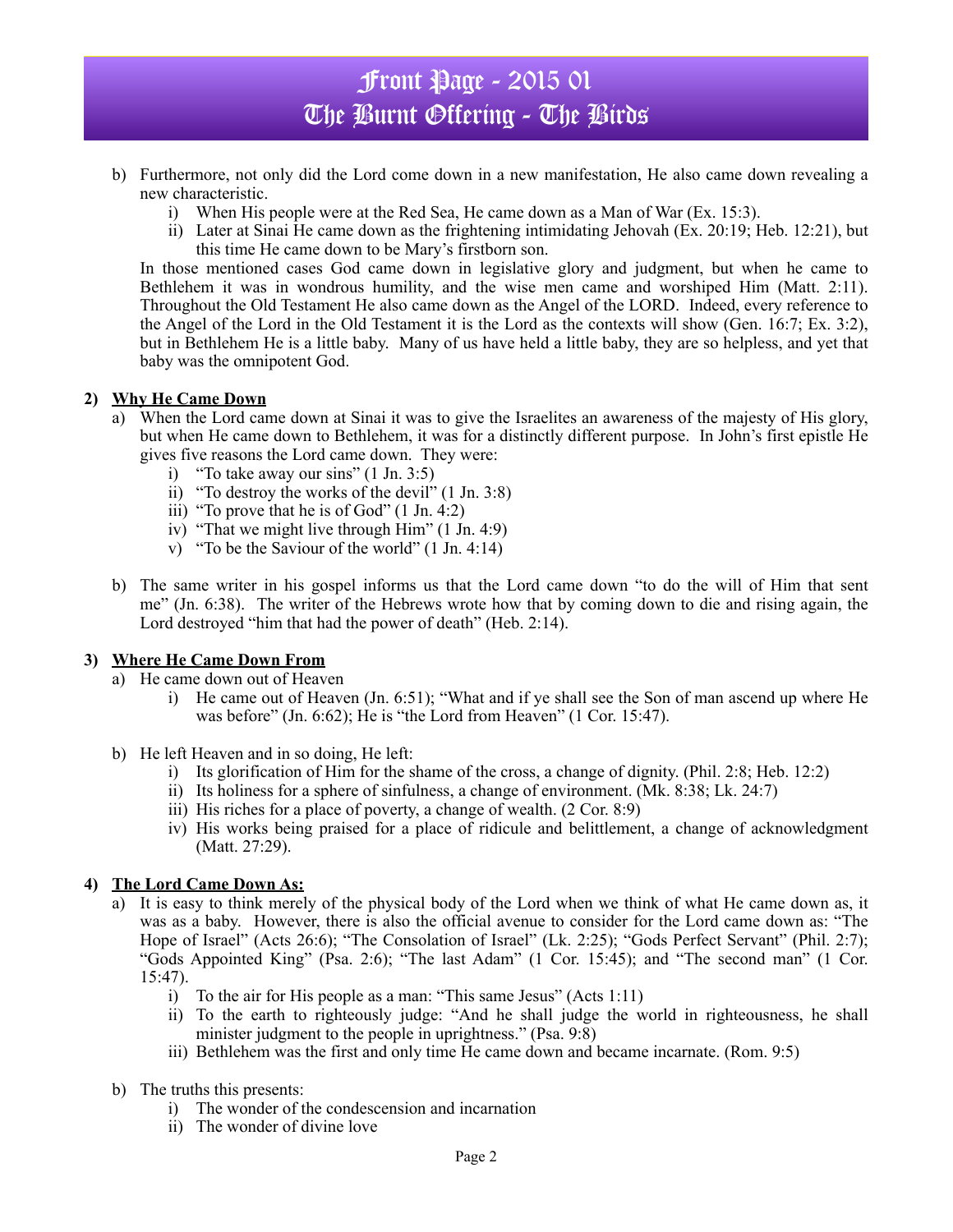b) Furthermore, not only did the Lord come down in a new manifestation, He also came down revealing a new characteristic.
   i) When His people were at the Red Sea, He came down as a Man of War (Ex. 15:3).
   ii) Later at Sinai He came down as the frightening intimidating Jehovah (Ex. 20:19; Heb. 12:21), but this time He came down to be Mary's firstborn son.

In those mentioned cases God came down in legislative glory and judgment, but when he came to Bethlehem it was in wondrous humility, and the wise men came and worshiped Him (Matt. 2:11). Throughout the Old Testament He also came down as the Angel of the LORD. Indeed, every reference to the Angel of the Lord in the Old Testament it is the Lord as the contexts will show (Gen. 16:7; Ex. 3:2), but in Bethlehem He is a little baby. Many of us have held a little baby, they are so helpless, and yet that baby was the omnipotent God.

## 2) Why He Came Down

a) When the Lord came down at Sinai it was to give the Israelites an awareness of the majesty of His glory, but when He came down to Bethlehem, it was for a distinctly different purpose. In John's first epistle He gives five reasons the Lord came down. They were:
   i) "To take away our sins" (1 Jn. 3:5)
   ii) "To destroy the works of the devil" (1 Jn. 3:8)
   iii) "To prove that he is of God" (1 Jn. 4:2)
   iv) "That we might live through Him" (1 Jn. 4:9)
   v) "To be the Saviour of the world" (1 Jn. 4:14)

b) The same writer in his gospel informs us that the Lord came down "to do the will of Him that sent me" (Jn. 6:38). The writer of the Hebrews wrote how that by coming down to die and rising again, the Lord destroyed "him that had the power of death" (Heb. 2:14).

## 3) Where He Came Down From

a) He came down out of Heaven
   i) He came out of Heaven (Jn. 6:51); "What and if ye shall see the Son of man ascend up where He was before" (Jn. 6:62); He is "the Lord from Heaven" (1 Cor. 15:47).

b) He left Heaven and in so doing, He left:
   i) Its glorification of Him for the shame of the cross, a change of dignity. (Phil. 2:8; Heb. 12:2)
   ii) Its holiness for a sphere of sinfulness, a change of environment. (Mk. 8:38; Lk. 24:7)
   iii) His riches for a place of poverty, a change of wealth. (2 Cor. 8:9)
   iv) His works being praised for a place of ridicule and belittlement, a change of acknowledgment (Matt. 27:29).

## 4) The Lord Came Down As:

a) It is easy to think merely of the physical body of the Lord when we think of what He came down as, it was as a baby. However, there is also the official avenue to consider for the Lord came down as: "The Hope of Israel" (Acts 26:6); "The Consolation of Israel" (Lk. 2:25); "Gods Perfect Servant" (Phil. 2:7); "Gods Appointed King" (Psa. 2:6); "The last Adam" (1 Cor. 15:45); and "The second man" (1 Cor. 15:47).
   i) To the air for His people as a man: "This same Jesus" (Acts 1:11)
   ii) To the earth to righteously judge: "And he shall judge the world in righteousness, he shall minister judgment to the people in uprightness." (Psa. 9:8)
   iii) Bethlehem was the first and only time He came down and became incarnate. (Rom. 9:5)

b) The truths this presents:
   i) The wonder of the condescension and incarnation
   ii) The wonder of divine love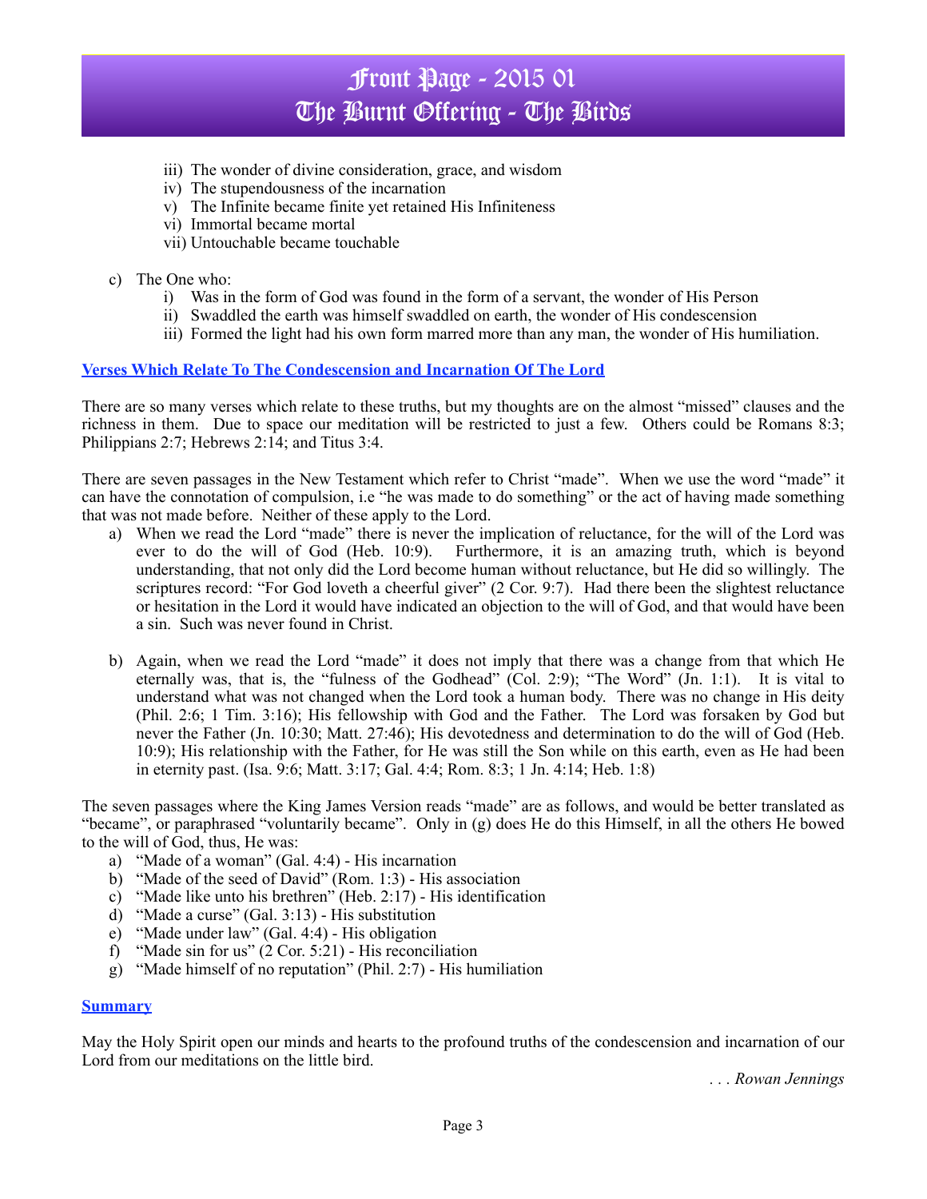iii) The wonder of divine consideration, grace, and wisdom
iv) The stupendousness of the incarnation
v) The Infinite became finite yet retained His Infiniteness
vi) Immortal became mortal
vii) Untouchable became touchable

c) The One who:
   i) Was in the form of God was found in the form of a servant, the wonder of His Person
   ii) Swaddled the earth was himself swaddled on earth, the wonder of His condescension
   iii) Formed the light had his own form marred more than any man, the wonder of His humiliation.

**Verses Which Relate To The Condescension and Incarnation Of The Lord**

There are so many verses which relate to these truths, but my thoughts are on the almost "missed" clauses and the richness in them. Due to space our meditation will be restricted to just a few. Others could be Romans 8:3; Philippians 2:7; Hebrews 2:14; and Titus 3:4.

There are seven passages in the New Testament which refer to Christ "made". When we use the word "made" it can have the connotation of compulsion, i.e "he was made to do something" or the act of having made something that was not made before. Neither of these apply to the Lord.

a) When we read the Lord "made" there is never the implication of reluctance, for the will of the Lord was ever to do the will of God (Heb. 10:9). Furthermore, it is an amazing truth, which is beyond understanding, that not only did the Lord become human without reluctance, but He did so willingly. The scriptures record: "For God loveth a cheerful giver" (2 Cor. 9:7). Had there been the slightest reluctance or hesitation in the Lord it would have indicated an objection to the will of God, and that would have been a sin. Such was never found in Christ.

b) Again, when we read the Lord "made" it does not imply that there was a change from that which He eternally was, that is, the "fulness of the Godhead" (Col. 2:9); "The Word" (Jn. 1:1). It is vital to understand what was not changed when the Lord took a human body. There was no change in His deity (Phil. 2:6; 1 Tim. 3:16); His fellowship with God and the Father. The Lord was forsaken by God but never the Father (Jn. 10:30; Matt. 27:46); His devotedness and determination to do the will of God (Heb. 10:9); His relationship with the Father, for He was still the Son while on this earth, even as He had been in eternity past. (Isa. 9:6; Matt. 3:17; Gal. 4:4; Rom. 8:3; 1 Jn. 4:14; Heb. 1:8)

The seven passages where the King James Version reads "made" are as follows, and would be better translated as "became", or paraphrased "voluntarily became". Only in (g) does He do this Himself, in all the others He bowed to the will of God, thus, He was:

a) "Made of a woman" (Gal. 4:4) - His incarnation
b) "Made of the seed of David" (Rom. 1:3) - His association
c) "Made like unto his brethren" (Heb. 2:17) - His identification
d) "Made a curse" (Gal. 3:13) - His substitution
e) "Made under law" (Gal. 4:4) - His obligation
f) "Made sin for us" (2 Cor. 5:21) - His reconciliation
g) "Made himself of no reputation" (Phil. 2:7) - His humiliation

**Summary**

May the Holy Spirit open our minds and hearts to the profound truths of the condescension and incarnation of our Lord from our meditations on the little bird.

*. . . Rowan Jennings*